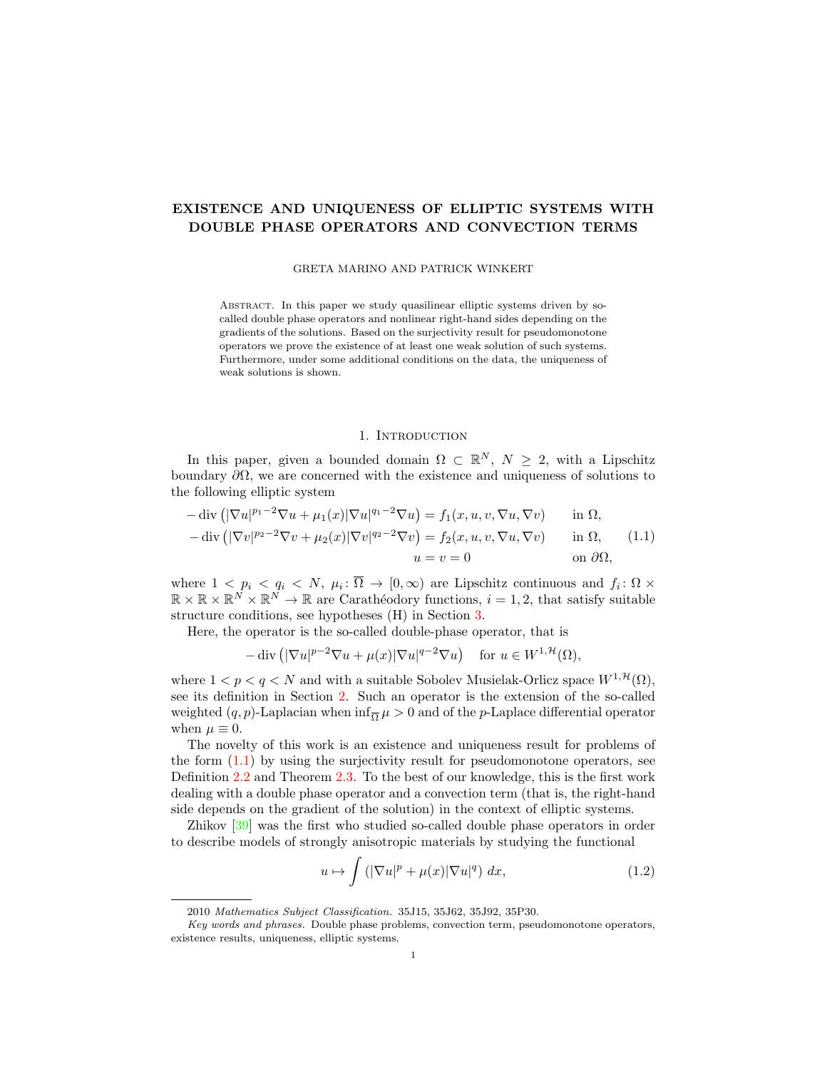# EXISTENCE AND UNIQUENESS OF ELLIPTIC SYSTEMS WITH DOUBLE PHASE OPERATORS AND CONVECTION TERMS

GRETA MARINO AND PATRICK WINKERT

Abstract. In this paper we study quasilinear elliptic systems driven by so-called double phase operators and nonlinear right-hand sides depending on the gradients of the solutions. Based on the surjectivity result for pseudomonotone operators we prove the existence of at least one weak solution of such systems. Furthermore, under some additional conditions on the data, the uniqueness of weak solutions is shown.

## 1. Introduction

In this paper, given a bounded domain $\Omega \subset \mathbb{R}^N$, $N \geq 2$, with a Lipschitz boundary $\partial\Omega$, we are concerned with the existence and uniqueness of solutions to the following elliptic system

$$
\begin{aligned}
-\operatorname{div}\left(|\nabla u|^{p_1-2}\nabla u + \mu_1(x)|\nabla u|^{q_1-2}\nabla u\right) &= f_1(x,u,v,\nabla u,\nabla v) && \text{in } \Omega,\\
-\operatorname{div}\left(|\nabla v|^{p_2-2}\nabla v + \mu_2(x)|\nabla v|^{q_2-2}\nabla v\right) &= f_2(x,u,v,\nabla u,\nabla v) && \text{in } \Omega,\\
u = v &= 0 && \text{on } \partial\Omega,
\end{aligned}
\tag{1.1}
$$

where $1 < p_i < q_i < N$, $\mu_i \colon \overline{\Omega} \to [0,\infty)$ are Lipschitz continuous and $f_i \colon \Omega \times \mathbb{R} \times \mathbb{R} \times \mathbb{R}^N \times \mathbb{R}^N \to \mathbb{R}$ are Carathéodory functions, $i = 1, 2$, that satisfy suitable structure conditions, see hypotheses (H) in Section 3.

Here, the operator is the so-called double-phase operator, that is

$$
-\operatorname{div}\left(|\nabla u|^{p-2}\nabla u + \mu(x)|\nabla u|^{q-2}\nabla u\right) \quad \text{for } u \in W^{1,\mathcal{H}}(\Omega),
$$

where $1 < p < q < N$ and with a suitable Sobolev Musielak-Orlicz space $W^{1,\mathcal{H}}(\Omega)$, see its definition in Section 2. Such an operator is the extension of the so-called weighted $(q,p)$-Laplacian when $\inf_{\overline{\Omega}} \mu > 0$ and of the $p$-Laplace differential operator when $\mu \equiv 0$.

The novelty of this work is an existence and uniqueness result for problems of the form (1.1) by using the surjectivity result for pseudomonotone operators, see Definition 2.2 and Theorem 2.3. To the best of our knowledge, this is the first work dealing with a double phase operator and a convection term (that is, the right-hand side depends on the gradient of the solution) in the context of elliptic systems.

Zhikov [39] was the first who studied so-called double phase operators in order to describe models of strongly anisotropic materials by studying the functional

$$
u \mapsto \int \left(|\nabla u|^p + \mu(x)|\nabla u|^q\right)\,dx,
\tag{1.2}
$$

2010 *Mathematics Subject Classification.* 35J15, 35J62, 35J92, 35P30.

*Key words and phrases.* Double phase problems, convection term, pseudomonotone operators, existence results, uniqueness, elliptic systems.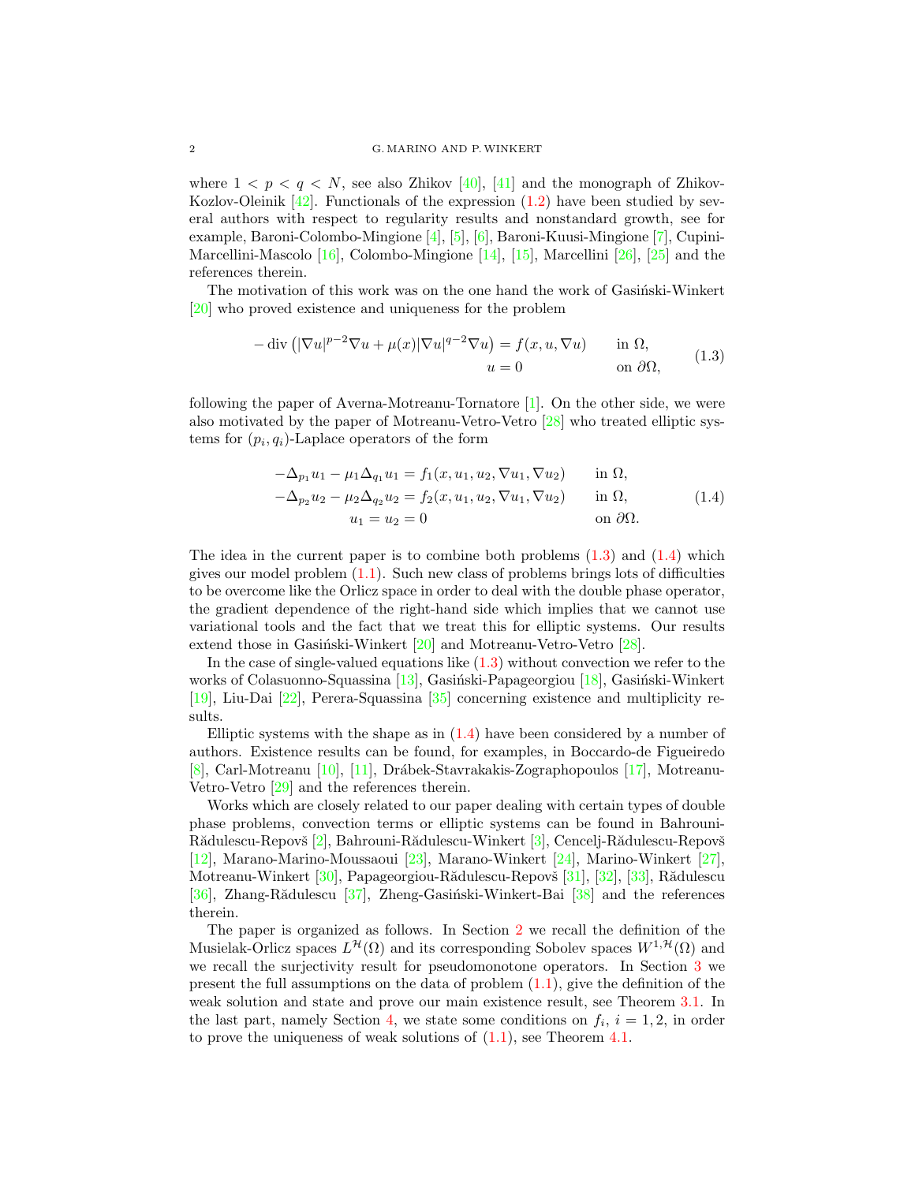where $1 < p < q < N$, see also Zhikov [40], [41] and the monograph of Zhikov-Kozlov-Oleinik [42]. Functionals of the expression (1.2) have been studied by several authors with respect to regularity results and nonstandard growth, see for example, Baroni-Colombo-Mingione [4], [5], [6], Baroni-Kuusi-Mingione [7], Cupini-Marcellini-Mascolo [16], Colombo-Mingione [14], [15], Marcellini [26], [25] and the references therein.

The motivation of this work was on the one hand the work of Gasiński-Winkert [20] who proved existence and uniqueness for the problem

$$
\begin{aligned}
-\operatorname{div}\left(|\nabla u|^{p-2}\nabla u + \mu(x)|\nabla u|^{q-2}\nabla u\right) &= f(x,u,\nabla u) \qquad && \text{in } \Omega,\\
u &= 0 && \text{on } \partial\Omega,
\end{aligned}
\tag{1.3}
$$

following the paper of Averna-Motreanu-Tornatore [1]. On the other side, we were also motivated by the paper of Motreanu-Vetro-Vetro [28] who treated elliptic systems for $(p_i, q_i)$-Laplace operators of the form

$$
\begin{aligned}
-\Delta_{p_1} u_1 - \mu_1 \Delta_{q_1} u_1 &= f_1(x,u_1,u_2,\nabla u_1,\nabla u_2) \qquad && \text{in } \Omega,\\
-\Delta_{p_2} u_2 - \mu_2 \Delta_{q_2} u_2 &= f_2(x,u_1,u_2,\nabla u_1,\nabla u_2) && \text{in } \Omega,\\
u_1 = u_2 &= 0 && \text{on } \partial\Omega.
\end{aligned}
\tag{1.4}
$$

The idea in the current paper is to combine both problems (1.3) and (1.4) which gives our model problem (1.1). Such new class of problems brings lots of difficulties to be overcome like the Orlicz space in order to deal with the double phase operator, the gradient dependence of the right-hand side which implies that we cannot use variational tools and the fact that we treat this for elliptic systems. Our results extend those in Gasiński-Winkert [20] and Motreanu-Vetro-Vetro [28].

In the case of single-valued equations like (1.3) without convection we refer to the works of Colasuonno-Squassina [13], Gasiński-Papageorgiou [18], Gasiński-Winkert [19], Liu-Dai [22], Perera-Squassina [35] concerning existence and multiplicity results.

Elliptic systems with the shape as in (1.4) have been considered by a number of authors. Existence results can be found, for examples, in Boccardo-de Figueiredo [8], Carl-Motreanu [10], [11], Drábek-Stavrakakis-Zographopoulos [17], Motreanu-Vetro-Vetro [29] and the references therein.

Works which are closely related to our paper dealing with certain types of double phase problems, convection terms or elliptic systems can be found in Bahrouni-Rădulescu-Repovš [2], Bahrouni-Rădulescu-Winkert [3], Cencelj-Rădulescu-Repovš [12], Marano-Marino-Moussaoui [23], Marano-Winkert [24], Marino-Winkert [27], Motreanu-Winkert [30], Papageorgiou-Rădulescu-Repovš [31], [32], [33], Rădulescu [36], Zhang-Rădulescu [37], Zheng-Gasiński-Winkert-Bai [38] and the references therein.

The paper is organized as follows. In Section 2 we recall the definition of the Musielak-Orlicz spaces $L^{\mathcal{H}}(\Omega)$ and its corresponding Sobolev spaces $W^{1,\mathcal{H}}(\Omega)$ and we recall the surjectivity result for pseudomonotone operators. In Section 3 we present the full assumptions on the data of problem (1.1), give the definition of the weak solution and state and prove our main existence result, see Theorem 3.1. In the last part, namely Section 4, we state some conditions on $f_i$, $i = 1, 2$, in order to prove the uniqueness of weak solutions of (1.1), see Theorem 4.1.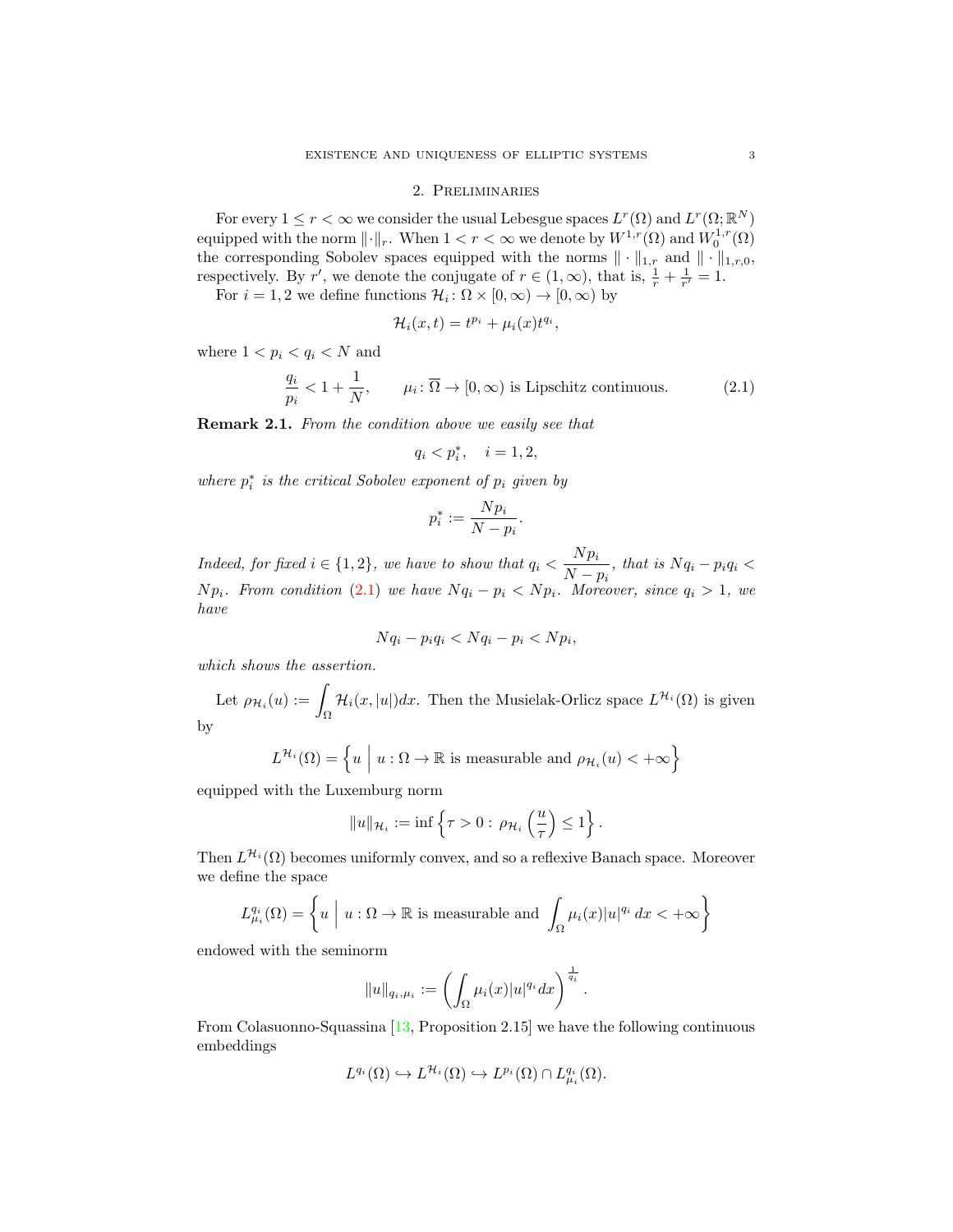## 2. Preliminaries

For every $1 \leq r < \infty$ we consider the usual Lebesgue spaces $L^r(\Omega)$ and $L^r(\Omega;\mathbb{R}^N)$ equipped with the norm $\|\cdot\|_r$. When $1 < r < \infty$ we denote by $W^{1,r}(\Omega)$ and $W^{1,r}_0(\Omega)$ the corresponding Sobolev spaces equipped with the norms $\|\cdot\|_{1,r}$ and $\|\cdot\|_{1,r,0}$, respectively. By $r'$, we denote the conjugate of $r \in (1,\infty)$, that is, $\frac{1}{r} + \frac{1}{r'} = 1$.

For $i = 1, 2$ we define functions $\mathcal{H}_i \colon \Omega \times [0,\infty) \to [0,\infty)$ by

$$\mathcal{H}_i(x,t) = t^{p_i} + \mu_i(x) t^{q_i},$$

where $1 < p_i < q_i < N$ and

$$\frac{q_i}{p_i} < 1 + \frac{1}{N}, \qquad \mu_i \colon \overline{\Omega} \to [0,\infty) \text{ is Lipschitz continuous.} \tag{2.1}$$

**Remark 2.1.** *From the condition above we easily see that*

$$q_i < p_i^*, \quad i = 1, 2,$$

*where $p_i^*$ is the critical Sobolev exponent of $p_i$ given by*

$$p_i^* := \frac{Np_i}{N - p_i}.$$

*Indeed, for fixed $i \in \{1,2\}$, we have to show that $q_i < \dfrac{Np_i}{N-p_i}$, that is $Nq_i - p_iq_i < Np_i$. From condition (2.1) we have $Nq_i - p_i < Np_i$. Moreover, since $q_i > 1$, we have*

$$Nq_i - p_iq_i < Nq_i - p_i < Np_i,$$

*which shows the assertion.*

Let $\rho_{\mathcal{H}_i}(u) := \displaystyle\int_\Omega \mathcal{H}_i(x,|u|)dx$. Then the Musielak-Orlicz space $L^{\mathcal{H}_i}(\Omega)$ is given by

$$L^{\mathcal{H}_i}(\Omega) = \left\{ u \;\middle|\; u : \Omega \to \mathbb{R} \text{ is measurable and } \rho_{\mathcal{H}_i}(u) < +\infty \right\}$$

equipped with the Luxemburg norm

$$\|u\|_{\mathcal{H}_i} := \inf\left\{ \tau > 0 : \rho_{\mathcal{H}_i}\left(\frac{u}{\tau}\right) \leq 1 \right\}.$$

Then $L^{\mathcal{H}_i}(\Omega)$ becomes uniformly convex, and so a reflexive Banach space. Moreover we define the space

$$L^{q_i}_{\mu_i}(\Omega) = \left\{ u \;\middle|\; u : \Omega \to \mathbb{R} \text{ is measurable and } \int_\Omega \mu_i(x)|u|^{q_i}\,dx < +\infty \right\}$$

endowed with the seminorm

$$\|u\|_{q_i,\mu_i} := \left( \int_\Omega \mu_i(x)|u|^{q_i} dx \right)^{\frac{1}{q_i}}.$$

From Colasuonno-Squassina [13, Proposition 2.15] we have the following continuous embeddings

$$L^{q_i}(\Omega) \hookrightarrow L^{\mathcal{H}_i}(\Omega) \hookrightarrow L^{p_i}(\Omega) \cap L^{q_i}_{\mu_i}(\Omega).$$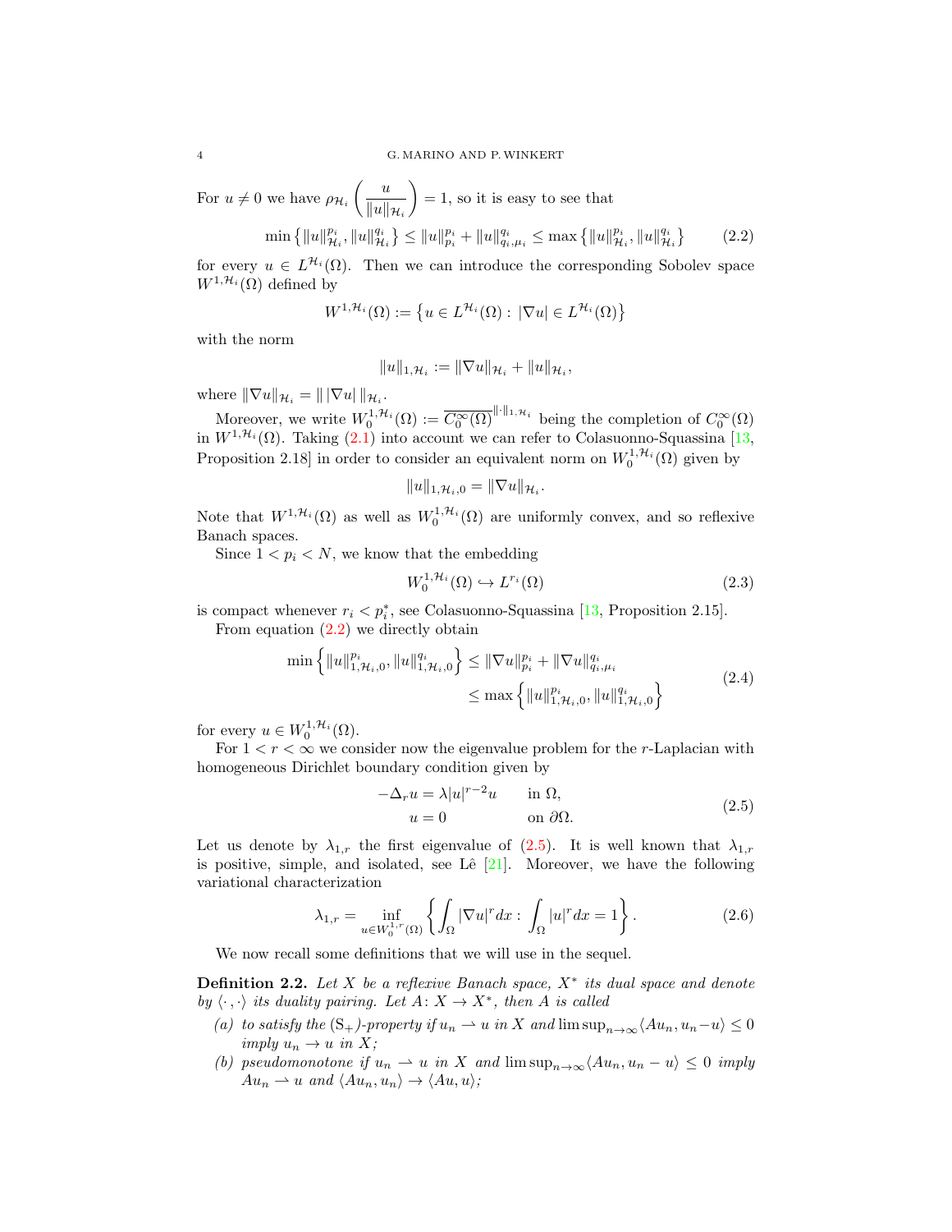For $u \neq 0$ we have $\rho_{\mathcal{H}_i}\left(\frac{u}{\|u\|_{\mathcal{H}_i}}\right) = 1$, so it is easy to see that

$$\min\left\{\|u\|_{\mathcal{H}_i}^{p_i}, \|u\|_{\mathcal{H}_i}^{q_i}\right\} \leq \|u\|_{p_i}^{p_i} + \|u\|_{q_i,\mu_i}^{q_i} \leq \max\left\{\|u\|_{\mathcal{H}_i}^{p_i}, \|u\|_{\mathcal{H}_i}^{q_i}\right\} \tag{2.2}$$

for every $u \in L^{\mathcal{H}_i}(\Omega)$. Then we can introduce the corresponding Sobolev space $W^{1,\mathcal{H}_i}(\Omega)$ defined by

$$W^{1,\mathcal{H}_i}(\Omega) := \left\{u \in L^{\mathcal{H}_i}(\Omega) : |\nabla u| \in L^{\mathcal{H}_i}(\Omega)\right\}$$

with the norm

$$\|u\|_{1,\mathcal{H}_i} := \|\nabla u\|_{\mathcal{H}_i} + \|u\|_{\mathcal{H}_i},$$

where $\|\nabla u\|_{\mathcal{H}_i} = \| \, |\nabla u| \, \|_{\mathcal{H}_i}$.

Moreover, we write $W_0^{1,\mathcal{H}_i}(\Omega) := \overline{C_0^\infty(\Omega)}^{\|\cdot\|_{1,\mathcal{H}_i}}$ being the completion of $C_0^\infty(\Omega)$ in $W^{1,\mathcal{H}_i}(\Omega)$. Taking (2.1) into account we can refer to Colasuonno-Squassina [13, Proposition 2.18] in order to consider an equivalent norm on $W_0^{1,\mathcal{H}_i}(\Omega)$ given by

$$\|u\|_{1,\mathcal{H}_i,0} = \|\nabla u\|_{\mathcal{H}_i}.$$

Note that $W^{1,\mathcal{H}_i}(\Omega)$ as well as $W_0^{1,\mathcal{H}_i}(\Omega)$ are uniformly convex, and so reflexive Banach spaces.

Since $1 < p_i < N$, we know that the embedding

$$W_0^{1,\mathcal{H}_i}(\Omega) \hookrightarrow L^{r_i}(\Omega) \tag{2.3}$$

is compact whenever $r_i < p_i^*$, see Colasuonno-Squassina [13, Proposition 2.15].

From equation (2.2) we directly obtain

$$\begin{aligned} \min\left\{\|u\|_{1,\mathcal{H}_i,0}^{p_i}, \|u\|_{1,\mathcal{H}_i,0}^{q_i}\right\} &\leq \|\nabla u\|_{p_i}^{p_i} + \|\nabla u\|_{q_i,\mu_i}^{q_i} \\ &\leq \max\left\{\|u\|_{1,\mathcal{H}_i,0}^{p_i}, \|u\|_{1,\mathcal{H}_i,0}^{q_i}\right\} \end{aligned} \tag{2.4}$$

for every $u \in W_0^{1,\mathcal{H}_i}(\Omega)$.

For $1 < r < \infty$ we consider now the eigenvalue problem for the $r$-Laplacian with homogeneous Dirichlet boundary condition given by

$$\begin{aligned} -\Delta_r u &= \lambda |u|^{r-2} u \qquad && \text{in } \Omega, \\ u &= 0 && \text{on } \partial\Omega. \end{aligned} \tag{2.5}$$

Let us denote by $\lambda_{1,r}$ the first eigenvalue of (2.5). It is well known that $\lambda_{1,r}$ is positive, simple, and isolated, see Lê [21]. Moreover, we have the following variational characterization

$$\lambda_{1,r} = \inf_{u \in W_0^{1,r}(\Omega)} \left\{\int_\Omega |\nabla u|^r dx : \int_\Omega |u|^r dx = 1\right\}. \tag{2.6}$$

We now recall some definitions that we will use in the sequel.

**Definition 2.2.** *Let $X$ be a reflexive Banach space, $X^*$ its dual space and denote by $\langle \cdot\,, \cdot\rangle$ its duality pairing. Let $A\colon X \to X^*$, then $A$ is called*

- *(a) to satisfy the $(\mathrm{S}_+)$-property if $u_n \rightharpoonup u$ in $X$ and $\limsup_{n\to\infty} \langle Au_n, u_n - u\rangle \leq 0$ imply $u_n \to u$ in $X$;*
- *(b) pseudomonotone if $u_n \rightharpoonup u$ in $X$ and $\limsup_{n\to\infty} \langle Au_n, u_n - u\rangle \leq 0$ imply $Au_n \rightharpoonup u$ and $\langle Au_n, u_n\rangle \to \langle Au, u\rangle$;*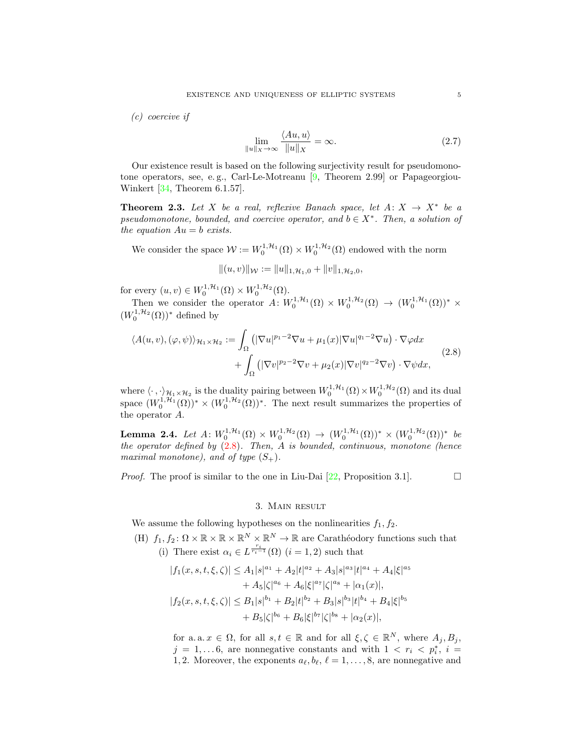*(c) coercive if*

$$\lim_{\|u\|_X \to \infty} \frac{\langle Au, u\rangle}{\|u\|_X} = \infty. \tag{2.7}$$

Our existence result is based on the following surjectivity result for pseudomonotone operators, see, e. g., Carl-Le-Motreanu [9, Theorem 2.99] or Papageorgiou-Winkert [34, Theorem 6.1.57].

**Theorem 2.3.** *Let $X$ be a real, reflexive Banach space, let $A\colon X \to X^*$ be a pseudomonotone, bounded, and coercive operator, and $b \in X^*$. Then, a solution of the equation $Au = b$ exists.*

We consider the space $\mathcal{W} := W_0^{1,\mathcal{H}_1}(\Omega) \times W_0^{1,\mathcal{H}_2}(\Omega)$ endowed with the norm

$$\|(u,v)\|_{\mathcal{W}} := \|u\|_{1,\mathcal{H}_1,0} + \|v\|_{1,\mathcal{H}_2,0},$$

for every $(u,v) \in W_0^{1,\mathcal{H}_1}(\Omega) \times W_0^{1,\mathcal{H}_2}(\Omega)$.

Then we consider the operator $A\colon W_0^{1,\mathcal{H}_1}(\Omega) \times W_0^{1,\mathcal{H}_2}(\Omega) \to (W_0^{1,\mathcal{H}_1}(\Omega))^* \times (W_0^{1,\mathcal{H}_2}(\Omega))^*$ defined by

$$\begin{aligned}\langle A(u,v), (\varphi,\psi)\rangle_{\mathcal{H}_1\times\mathcal{H}_2} := &\int_\Omega \left(|\nabla u|^{p_1-2}\nabla u + \mu_1(x)|\nabla u|^{q_1-2}\nabla u\right)\cdot \nabla\varphi dx \\ &+ \int_\Omega \left(|\nabla v|^{p_2-2}\nabla v + \mu_2(x)|\nabla v|^{q_2-2}\nabla v\right)\cdot \nabla\psi dx,\end{aligned} \tag{2.8}$$

where $\langle\cdot,\cdot\rangle_{\mathcal{H}_1\times\mathcal{H}_2}$ is the duality pairing between $W_0^{1,\mathcal{H}_1}(\Omega)\times W_0^{1,\mathcal{H}_2}(\Omega)$ and its dual space $(W_0^{1,\mathcal{H}_1}(\Omega))^* \times (W_0^{1,\mathcal{H}_2}(\Omega))^*$. The next result summarizes the properties of the operator $A$.

**Lemma 2.4.** *Let $A\colon W_0^{1,\mathcal{H}_1}(\Omega) \times W_0^{1,\mathcal{H}_2}(\Omega) \to (W_0^{1,\mathcal{H}_1}(\Omega))^* \times (W_0^{1,\mathcal{H}_2}(\Omega))^*$ be the operator defined by (2.8). Then, $A$ is bounded, continuous, monotone (hence maximal monotone), and of type $(S_+)$.*

*Proof.* The proof is similar to the one in Liu-Dai [22, Proposition 3.1]. $\square$

## 3. Main result

We assume the following hypotheses on the nonlinearities $f_1, f_2$.

(H) $f_1, f_2\colon \Omega\times\mathbb{R}\times\mathbb{R}\times\mathbb{R}^N\times\mathbb{R}^N \to \mathbb{R}$ are Carathéodory functions such that

(i) There exist $\alpha_i \in L^{\frac{r_i}{r_i-1}}(\Omega)$ $(i=1,2)$ such that

$$\begin{aligned}|f_1(x,s,t,\xi,\zeta)| \le\ & A_1|s|^{a_1} + A_2|t|^{a_2} + A_3|s|^{a_3}|t|^{a_4} + A_4|\xi|^{a_5} \\ &+ A_5|\zeta|^{a_6} + A_6|\xi|^{a_7}|\zeta|^{a_8} + |\alpha_1(x)|,\\ |f_2(x,s,t,\xi,\zeta)| \le\ & B_1|s|^{b_1} + B_2|t|^{b_2} + B_3|s|^{b_3}|t|^{b_4} + B_4|\xi|^{b_5} \\ &+ B_5|\zeta|^{b_6} + B_6|\xi|^{b_7}|\zeta|^{b_8} + |\alpha_2(x)|,\end{aligned}$$

for a. a. $x\in\Omega$, for all $s,t\in\mathbb{R}$ and for all $\xi,\zeta\in\mathbb{R}^N$, where $A_j, B_j$, $j=1,\dots 6$, are nonnegative constants and with $1 < r_i < p_i^*$, $i=1,2$. Moreover, the exponents $a_\ell, b_\ell$, $\ell = 1,\dots,8$, are nonnegative and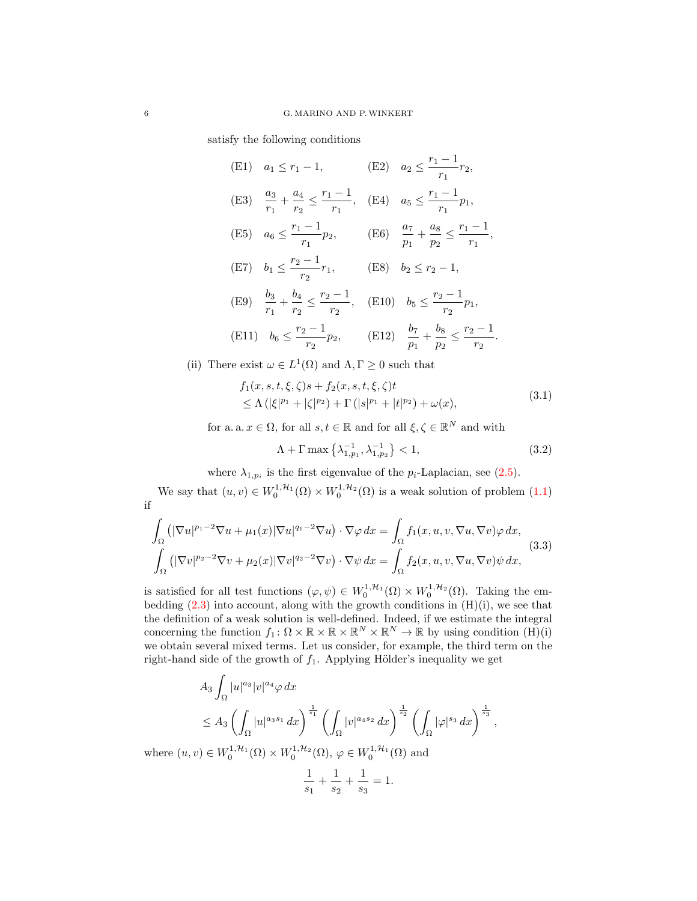satisfy the following conditions

(E1) $a_1 \leq r_1 - 1$, (E2) $a_2 \leq \dfrac{r_1-1}{r_1} r_2$,

(E3) $\dfrac{a_3}{r_1} + \dfrac{a_4}{r_2} \leq \dfrac{r_1-1}{r_1}$, (E4) $a_5 \leq \dfrac{r_1-1}{r_1} p_1$,

(E5) $a_6 \leq \dfrac{r_1-1}{r_1} p_2$, (E6) $\dfrac{a_7}{p_1} + \dfrac{a_8}{p_2} \leq \dfrac{r_1-1}{r_1}$,

(E7) $b_1 \leq \dfrac{r_2-1}{r_2} r_1$, (E8) $b_2 \leq r_2 - 1$,

(E9) $\dfrac{b_3}{r_1} + \dfrac{b_4}{r_2} \leq \dfrac{r_2-1}{r_2}$, (E10) $b_5 \leq \dfrac{r_2-1}{r_2} p_1$,

(E11) $b_6 \leq \dfrac{r_2-1}{r_2} p_2$, (E12) $\dfrac{b_7}{p_1} + \dfrac{b_8}{p_2} \leq \dfrac{r_2-1}{r_2}$.

(ii) There exist $\omega \in L^1(\Omega)$ and $\Lambda, \Gamma \geq 0$ such that

$$
\begin{aligned}
&f_1(x,s,t,\xi,\zeta)s + f_2(x,s,t,\xi,\zeta)t \\
&\leq \Lambda\left(|\xi|^{p_1} + |\zeta|^{p_2}\right) + \Gamma\left(|s|^{p_1} + |t|^{p_2}\right) + \omega(x),
\end{aligned}
\tag{3.1}
$$

for a. a. $x \in \Omega$, for all $s, t \in \mathbb{R}$ and for all $\xi, \zeta \in \mathbb{R}^N$ and with

$$
\Lambda + \Gamma \max\left\{\lambda_{1,p_1}^{-1}, \lambda_{1,p_2}^{-1}\right\} < 1,
\tag{3.2}
$$

where $\lambda_{1,p_i}$ is the first eigenvalue of the $p_i$-Laplacian, see (2.5).

We say that $(u,v) \in W_0^{1,\mathcal{H}_1}(\Omega) \times W_0^{1,\mathcal{H}_2}(\Omega)$ is a weak solution of problem (1.1) if

$$
\begin{aligned}
\int_\Omega \left(|\nabla u|^{p_1-2}\nabla u + \mu_1(x)|\nabla u|^{q_1-2}\nabla u\right)\cdot\nabla\varphi\,dx &= \int_\Omega f_1(x,u,v,\nabla u,\nabla v)\varphi\,dx,\\
\int_\Omega \left(|\nabla v|^{p_2-2}\nabla v + \mu_2(x)|\nabla v|^{q_2-2}\nabla v\right)\cdot\nabla\psi\,dx &= \int_\Omega f_2(x,u,v,\nabla u,\nabla v)\psi\,dx,
\end{aligned}
\tag{3.3}
$$

is satisfied for all test functions $(\varphi,\psi) \in W_0^{1,\mathcal{H}_1}(\Omega) \times W_0^{1,\mathcal{H}_2}(\Omega)$. Taking the embedding (2.3) into account, along with the growth conditions in (H)(i), we see that the definition of a weak solution is well-defined. Indeed, if we estimate the integral concerning the function $f_1\colon \Omega \times \mathbb{R} \times \mathbb{R} \times \mathbb{R}^N \times \mathbb{R}^N \to \mathbb{R}$ by using condition (H)(i) we obtain several mixed terms. Let us consider, for example, the third term on the right-hand side of the growth of $f_1$. Applying Hölder's inequality we get

$$
\begin{aligned}
&A_3 \int_\Omega |u|^{a_3}|v|^{a_4}\varphi\,dx \\
&\leq A_3 \left(\int_\Omega |u|^{a_3 s_1}\,dx\right)^{\frac{1}{s_1}} \left(\int_\Omega |v|^{a_4 s_2}\,dx\right)^{\frac{1}{s_2}} \left(\int_\Omega |\varphi|^{s_3}\,dx\right)^{\frac{1}{s_3}},
\end{aligned}
$$

where $(u,v) \in W_0^{1,\mathcal{H}_1}(\Omega) \times W_0^{1,\mathcal{H}_2}(\Omega)$, $\varphi \in W_0^{1,\mathcal{H}_1}(\Omega)$ and

$$
\frac{1}{s_1} + \frac{1}{s_2} + \frac{1}{s_3} = 1.
$$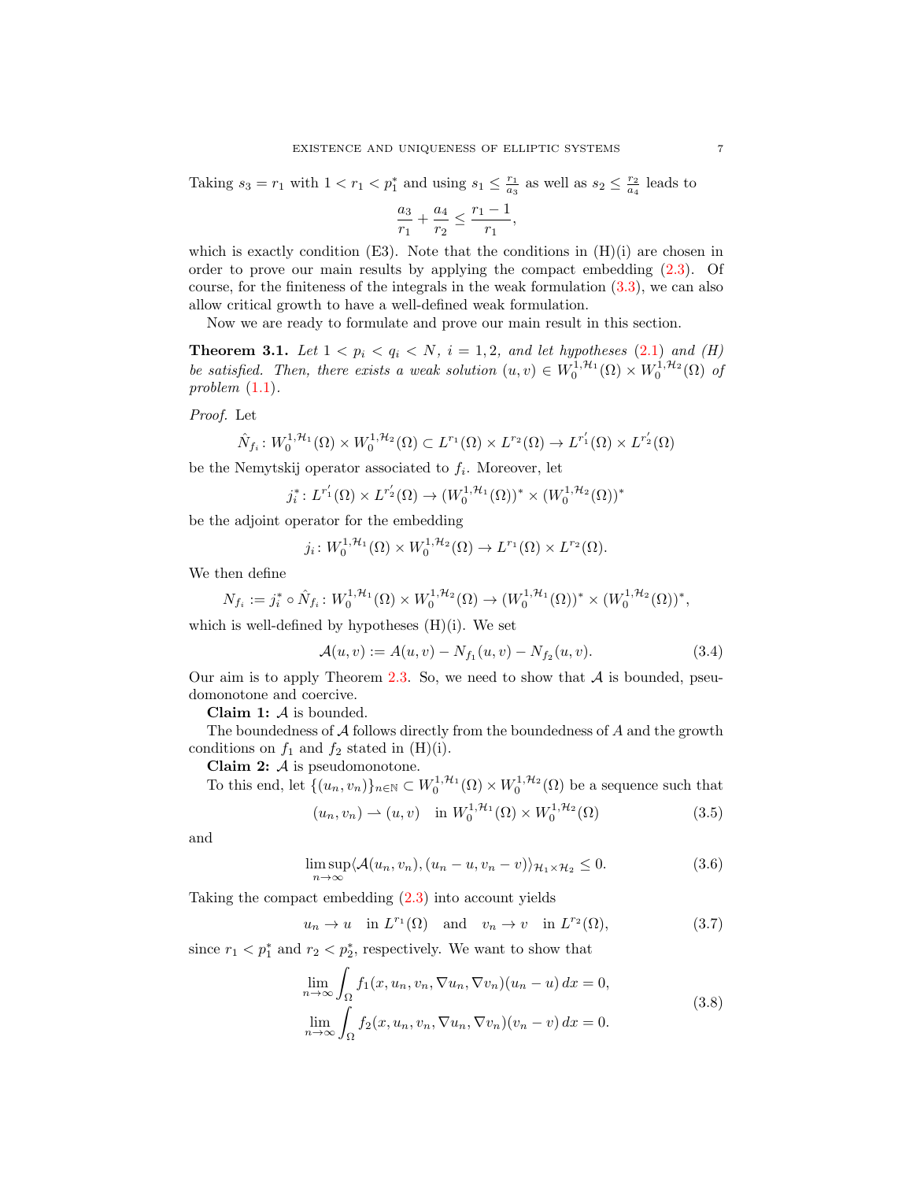Taking $s_3 = r_1$ with $1 < r_1 < p_1^*$ and using $s_1 \leq \frac{r_1}{a_3}$ as well as $s_2 \leq \frac{r_2}{a_4}$ leads to

$$\frac{a_3}{r_1} + \frac{a_4}{r_2} \leq \frac{r_1 - 1}{r_1},$$

which is exactly condition (E3). Note that the conditions in (H)(i) are chosen in order to prove our main results by applying the compact embedding (2.3). Of course, for the finiteness of the integrals in the weak formulation (3.3), we can also allow critical growth to have a well-defined weak formulation.

Now we are ready to formulate and prove our main result in this section.

**Theorem 3.1.** *Let $1 < p_i < q_i < N$, $i = 1, 2$, and let hypotheses (2.1) and (H) be satisfied. Then, there exists a weak solution $(u, v) \in W_0^{1,\mathcal{H}_1}(\Omega) \times W_0^{1,\mathcal{H}_2}(\Omega)$ of problem (1.1).*

*Proof.* Let

$$\hat{N}_{f_i} \colon W_0^{1,\mathcal{H}_1}(\Omega) \times W_0^{1,\mathcal{H}_2}(\Omega) \subset L^{r_1}(\Omega) \times L^{r_2}(\Omega) \to L^{r_1'}(\Omega) \times L^{r_2'}(\Omega)$$

be the Nemytskij operator associated to $f_i$. Moreover, let

$$j_i^* \colon L^{r_1'}(\Omega) \times L^{r_2'}(\Omega) \to (W_0^{1,\mathcal{H}_1}(\Omega))^* \times (W_0^{1,\mathcal{H}_2}(\Omega))^*$$

be the adjoint operator for the embedding

$$j_i \colon W_0^{1,\mathcal{H}_1}(\Omega) \times W_0^{1,\mathcal{H}_2}(\Omega) \to L^{r_1}(\Omega) \times L^{r_2}(\Omega).$$

We then define

$$N_{f_i} := j_i^* \circ \hat{N}_{f_i} \colon W_0^{1,\mathcal{H}_1}(\Omega) \times W_0^{1,\mathcal{H}_2}(\Omega) \to (W_0^{1,\mathcal{H}_1}(\Omega))^* \times (W_0^{1,\mathcal{H}_2}(\Omega))^*,$$

which is well-defined by hypotheses (H)(i). We set

$$\mathcal{A}(u, v) := A(u, v) - N_{f_1}(u, v) - N_{f_2}(u, v). \tag{3.4}$$

Our aim is to apply Theorem 2.3. So, we need to show that $\mathcal{A}$ is bounded, pseudomonotone and coercive.

**Claim 1:** $\mathcal{A}$ is bounded.

The boundedness of $\mathcal{A}$ follows directly from the boundedness of $A$ and the growth conditions on $f_1$ and $f_2$ stated in (H)(i).

**Claim 2:** $\mathcal{A}$ is pseudomonotone.

To this end, let $\{(u_n, v_n)\}_{n \in \mathbb{N}} \subset W_0^{1,\mathcal{H}_1}(\Omega) \times W_0^{1,\mathcal{H}_2}(\Omega)$ be a sequence such that

$$(u_n, v_n) \rightharpoonup (u, v) \quad \text{in } W_0^{1,\mathcal{H}_1}(\Omega) \times W_0^{1,\mathcal{H}_2}(\Omega) \tag{3.5}$$

and

$$\limsup_{n \to \infty} \langle \mathcal{A}(u_n, v_n), (u_n - u, v_n - v) \rangle_{\mathcal{H}_1 \times \mathcal{H}_2} \leq 0. \tag{3.6}$$

Taking the compact embedding (2.3) into account yields

$$u_n \to u \quad \text{in } L^{r_1}(\Omega) \quad \text{and} \quad v_n \to v \quad \text{in } L^{r_2}(\Omega), \tag{3.7}$$

since $r_1 < p_1^*$ and $r_2 < p_2^*$, respectively. We want to show that

$$\begin{aligned}
&\lim_{n \to \infty} \int_\Omega f_1(x, u_n, v_n, \nabla u_n, \nabla v_n)(u_n - u)\, dx = 0, \\
&\lim_{n \to \infty} \int_\Omega f_2(x, u_n, v_n, \nabla u_n, \nabla v_n)(v_n - v)\, dx = 0.
\end{aligned} \tag{3.8}$$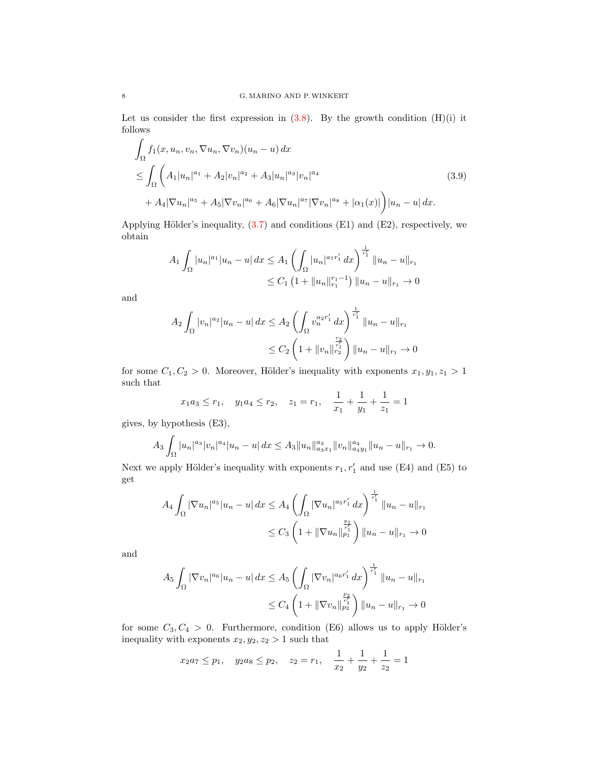Let us consider the first expression in (3.8). By the growth condition (H)(i) it follows

$$
\begin{aligned}
&\int_\Omega f_1(x,u_n,v_n,\nabla u_n,\nabla v_n)(u_n-u)\,dx\\
&\leq \int_\Omega \bigg( A_1|u_n|^{a_1}+A_2|v_n|^{a_2}+A_3|u_n|^{a_3}|v_n|^{a_4}\\
&\quad + A_4|\nabla u_n|^{a_5}+A_5|\nabla v_n|^{a_6}+A_6|\nabla u_n|^{a_7}|\nabla v_n|^{a_8}+|\alpha_1(x)|\bigg)|u_n-u|\,dx.
\end{aligned}
\tag{3.9}
$$

Applying Hölder's inequality, (3.7) and conditions (E1) and (E2), respectively, we obtain

$$
\begin{aligned}
A_1\int_\Omega |u_n|^{a_1}|u_n-u|\,dx &\leq A_1\left(\int_\Omega |u_n|^{a_1r_1'}\,dx\right)^{\frac{1}{r_1'}}\|u_n-u\|_{r_1}\\
&\leq C_1\left(1+\|u_n\|_{r_1}^{r_1-1}\right)\|u_n-u\|_{r_1}\to 0
\end{aligned}
$$

and

$$
\begin{aligned}
A_2\int_\Omega |v_n|^{a_2}|u_n-u|\,dx &\leq A_2\left(\int_\Omega v_n^{a_2r_1'}\,dx\right)^{\frac{1}{r_1'}}\|u_n-u\|_{r_1}\\
&\leq C_2\left(1+\|v_n\|_{r_2}^{\frac{r_2}{r_1'}}\right)\|u_n-u\|_{r_1}\to 0
\end{aligned}
$$

for some $C_1,C_2>0$. Moreover, Hölder's inequality with exponents $x_1,y_1,z_1>1$ such that

$$
x_1a_3\leq r_1,\quad y_1a_4\leq r_2,\quad z_1=r_1,\quad \frac{1}{x_1}+\frac{1}{y_1}+\frac{1}{z_1}=1
$$

gives, by hypothesis (E3),

$$
A_3\int_\Omega |u_n|^{a_3}|v_n|^{a_4}|u_n-u|\,dx\leq A_3\|u_n\|_{a_3x_1}^{a_3}\|v_n\|_{a_4y_1}^{a_4}\|u_n-u\|_{r_1}\to 0.
$$

Next we apply Hölder's inequality with exponents $r_1, r_1'$ and use (E4) and (E5) to get

$$
\begin{aligned}
A_4\int_\Omega |\nabla u_n|^{a_5}|u_n-u|\,dx &\leq A_4\left(\int_\Omega |\nabla u_n|^{a_5r_1'}\,dx\right)^{\frac{1}{r_1'}}\|u_n-u\|_{r_1}\\
&\leq C_3\left(1+\|\nabla u_n\|_{p_1}^{\frac{p_1}{r_1'}}\right)\|u_n-u\|_{r_1}\to 0
\end{aligned}
$$

and

$$
\begin{aligned}
A_5\int_\Omega |\nabla v_n|^{a_6}|u_n-u|\,dx &\leq A_5\left(\int_\Omega |\nabla v_n|^{a_6r_1'}\,dx\right)^{\frac{1}{r_1'}}\|u_n-u\|_{r_1}\\
&\leq C_4\left(1+\|\nabla v_n\|_{p_2}^{\frac{p_2}{r_1'}}\right)\|u_n-u\|_{r_1}\to 0
\end{aligned}
$$

for some $C_3,C_4>0$. Furthermore, condition (E6) allows us to apply Hölder's inequality with exponents $x_2,y_2,z_2>1$ such that

$$
x_2a_7\leq p_1,\quad y_2a_8\leq p_2,\quad z_2=r_1,\quad \frac{1}{x_2}+\frac{1}{y_2}+\frac{1}{z_2}=1
$$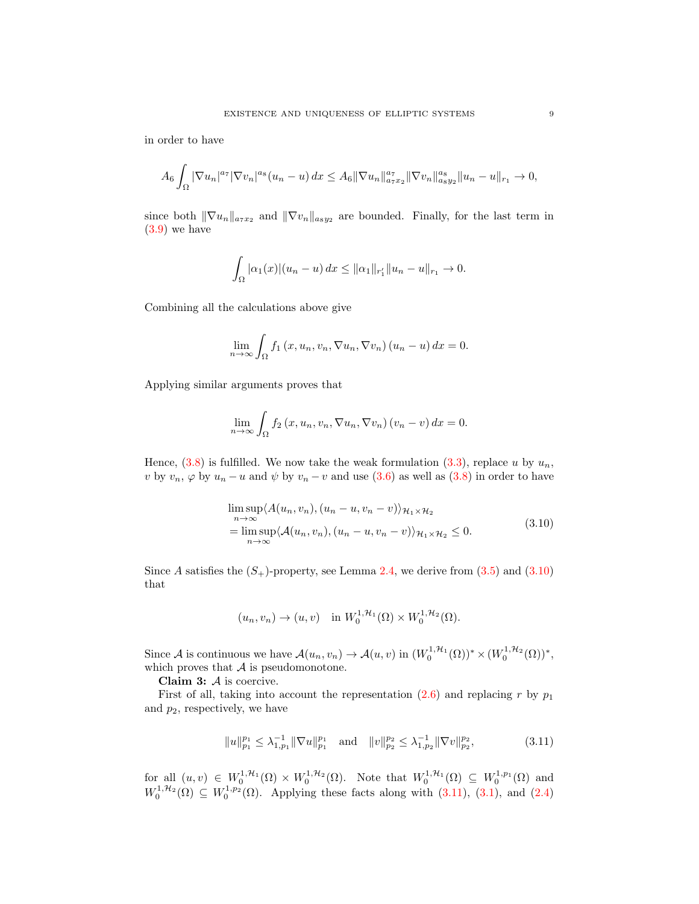in order to have

$$A_6 \int_\Omega |\nabla u_n|^{a_7} |\nabla v_n|^{a_8} (u_n - u)\, dx \le A_6 \|\nabla u_n\|_{a_7 x_2}^{a_7} \|\nabla v_n\|_{a_8 y_2}^{a_8} \|u_n - u\|_{r_1} \to 0,$$

since both $\|\nabla u_n\|_{a_7 x_2}$ and $\|\nabla v_n\|_{a_8 y_2}$ are bounded. Finally, for the last term in (3.9) we have

$$\int_\Omega |\alpha_1(x)| (u_n - u)\, dx \le \|\alpha_1\|_{r_1'} \|u_n - u\|_{r_1} \to 0.$$

Combining all the calculations above give

$$\lim_{n\to\infty} \int_\Omega f_1\left(x, u_n, v_n, \nabla u_n, \nabla v_n\right)(u_n - u)\, dx = 0.$$

Applying similar arguments proves that

$$\lim_{n\to\infty} \int_\Omega f_2\left(x, u_n, v_n, \nabla u_n, \nabla v_n\right)(v_n - v)\, dx = 0.$$

Hence, (3.8) is fulfilled. We now take the weak formulation (3.3), replace $u$ by $u_n$, $v$ by $v_n$, $\varphi$ by $u_n - u$ and $\psi$ by $v_n - v$ and use (3.6) as well as (3.8) in order to have

$$\begin{aligned}
&\limsup_{n\to\infty} \langle A(u_n, v_n), (u_n - u, v_n - v)\rangle_{\mathcal{H}_1 \times \mathcal{H}_2} \\
&= \limsup_{n\to\infty} \langle \mathcal{A}(u_n, v_n), (u_n - u, v_n - v)\rangle_{\mathcal{H}_1 \times \mathcal{H}_2} \le 0.
\end{aligned} \tag{3.10}$$

Since $A$ satisfies the $(S_+)$-property, see Lemma 2.4, we derive from (3.5) and (3.10) that

$$(u_n, v_n) \to (u, v) \quad \text{in } W_0^{1,\mathcal{H}_1}(\Omega) \times W_0^{1,\mathcal{H}_2}(\Omega).$$

Since $\mathcal{A}$ is continuous we have $\mathcal{A}(u_n, v_n) \to \mathcal{A}(u, v)$ in $(W_0^{1,\mathcal{H}_1}(\Omega))^* \times (W_0^{1,\mathcal{H}_2}(\Omega))^*$, which proves that $\mathcal{A}$ is pseudomonotone.

**Claim 3:** $\mathcal{A}$ is coercive.

First of all, taking into account the representation (2.6) and replacing $r$ by $p_1$ and $p_2$, respectively, we have

$$\|u\|_{p_1}^{p_1} \le \lambda_{1,p_1}^{-1} \|\nabla u\|_{p_1}^{p_1} \quad \text{and} \quad \|v\|_{p_2}^{p_2} \le \lambda_{1,p_2}^{-1} \|\nabla v\|_{p_2}^{p_2}, \tag{3.11}$$

for all $(u, v) \in W_0^{1,\mathcal{H}_1}(\Omega) \times W_0^{1,\mathcal{H}_2}(\Omega)$. Note that $W_0^{1,\mathcal{H}_1}(\Omega) \subseteq W_0^{1,p_1}(\Omega)$ and $W_0^{1,\mathcal{H}_2}(\Omega) \subseteq W_0^{1,p_2}(\Omega)$. Applying these facts along with (3.11), (3.1), and (2.4)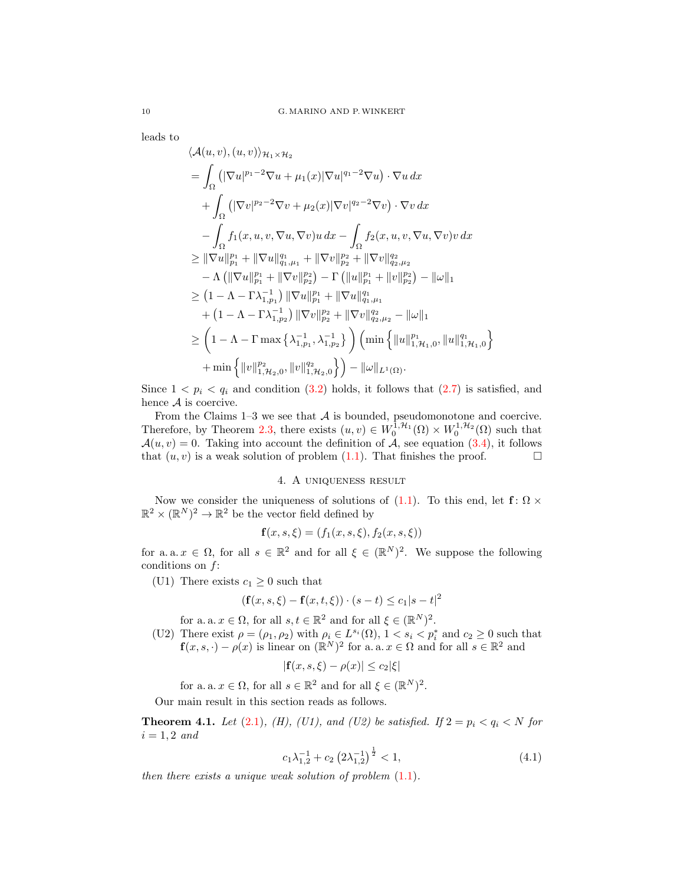leads to

$$
\begin{aligned}
&\langle \mathcal{A}(u,v),(u,v)\rangle_{\mathcal{H}_1\times\mathcal{H}_2}\\
&= \int_\Omega \left(|\nabla u|^{p_1-2}\nabla u + \mu_1(x)|\nabla u|^{q_1-2}\nabla u\right)\cdot \nabla u\,dx\\
&\quad + \int_\Omega \left(|\nabla v|^{p_2-2}\nabla v + \mu_2(x)|\nabla v|^{q_2-2}\nabla v\right)\cdot \nabla v\,dx\\
&\quad - \int_\Omega f_1(x,u,v,\nabla u,\nabla v)u\,dx - \int_\Omega f_2(x,u,v,\nabla u,\nabla v)v\,dx\\
&\geq \|\nabla u\|_{p_1}^{p_1} + \|\nabla u\|_{q_1,\mu_1}^{q_1} + \|\nabla v\|_{p_2}^{p_2} + \|\nabla v\|_{q_2,\mu_2}^{q_2}\\
&\quad - \Lambda\left(\|\nabla u\|_{p_1}^{p_1} + \|\nabla v\|_{p_2}^{p_2}\right) - \Gamma\left(\|u\|_{p_1}^{p_1} + \|v\|_{p_2}^{p_2}\right) - \|\omega\|_1\\
&\geq \left(1-\Lambda-\Gamma\lambda_{1,p_1}^{-1}\right)\|\nabla u\|_{p_1}^{p_1} + \|\nabla u\|_{q_1,\mu_1}^{q_1}\\
&\quad + \left(1-\Lambda-\Gamma\lambda_{1,p_2}^{-1}\right)\|\nabla v\|_{p_2}^{p_2} + \|\nabla v\|_{q_2,\mu_2}^{q_2} - \|\omega\|_1\\
&\geq \left(1-\Lambda-\Gamma\max\left\{\lambda_{1,p_1}^{-1},\lambda_{1,p_2}^{-1}\right\}\right)\left(\min\left\{\|u\|_{1,\mathcal{H}_1,0}^{p_1},\|u\|_{1,\mathcal{H}_1,0}^{q_1}\right\}\right.\\
&\quad \left. + \min\left\{\|v\|_{1,\mathcal{H}_2,0}^{p_2},\|v\|_{1,\mathcal{H}_2,0}^{q_2}\right\}\right) - \|\omega\|_{L^1(\Omega)}.
\end{aligned}
$$

Since $1<p_i<q_i$ and condition (3.2) holds, it follows that (2.7) is satisfied, and hence $\mathcal{A}$ is coercive.

From the Claims 1–3 we see that $\mathcal{A}$ is bounded, pseudomonotone and coercive. Therefore, by Theorem 2.3, there exists $(u,v)\in W_0^{1,\mathcal{H}_1}(\Omega)\times W_0^{1,\mathcal{H}_2}(\Omega)$ such that $\mathcal{A}(u,v)=0$. Taking into account the definition of $\mathcal{A}$, see equation (3.4), it follows that $(u,v)$ is a weak solution of problem (1.1). That finishes the proof. $\square$

## 4. A uniqueness result

Now we consider the uniqueness of solutions of (1.1). To this end, let $\mathbf{f}\colon \Omega\times\mathbb{R}^2\times(\mathbb{R}^N)^2\to\mathbb{R}^2$ be the vector field defined by

$$
\mathbf{f}(x,s,\xi) = (f_1(x,s,\xi), f_2(x,s,\xi))
$$

for a. a. $x\in\Omega$, for all $s\in\mathbb{R}^2$ and for all $\xi\in(\mathbb{R}^N)^2$. We suppose the following conditions on $f$:

(U1) There exists $c_1\geq 0$ such that

$$
(\mathbf{f}(x,s,\xi)-\mathbf{f}(x,t,\xi))\cdot(s-t)\leq c_1|s-t|^2
$$

for a. a. $x\in\Omega$, for all $s,t\in\mathbb{R}^2$ and for all $\xi\in(\mathbb{R}^N)^2$.

(U2) There exist $\rho=(\rho_1,\rho_2)$ with $\rho_i\in L^{s_i}(\Omega)$, $1<s_i<p_i^*$ and $c_2\geq 0$ such that $\mathbf{f}(x,s,\cdot)-\rho(x)$ is linear on $(\mathbb{R}^N)^2$ for a. a. $x\in\Omega$ and for all $s\in\mathbb{R}^2$ and

$$
|\mathbf{f}(x,s,\xi)-\rho(x)|\leq c_2|\xi|
$$

for a. a. $x\in\Omega$, for all $s\in\mathbb{R}^2$ and for all $\xi\in(\mathbb{R}^N)^2$.

Our main result in this section reads as follows.

**Theorem 4.1.** *Let (2.1), (H), (U1), and (U2) be satisfied. If $2=p_i<q_i<N$ for $i=1,2$ and*

$$
c_1\lambda_{1,2}^{-1} + c_2\left(2\lambda_{1,2}^{-1}\right)^{\frac{1}{2}} < 1, \tag{4.1}
$$

*then there exists a unique weak solution of problem (1.1).*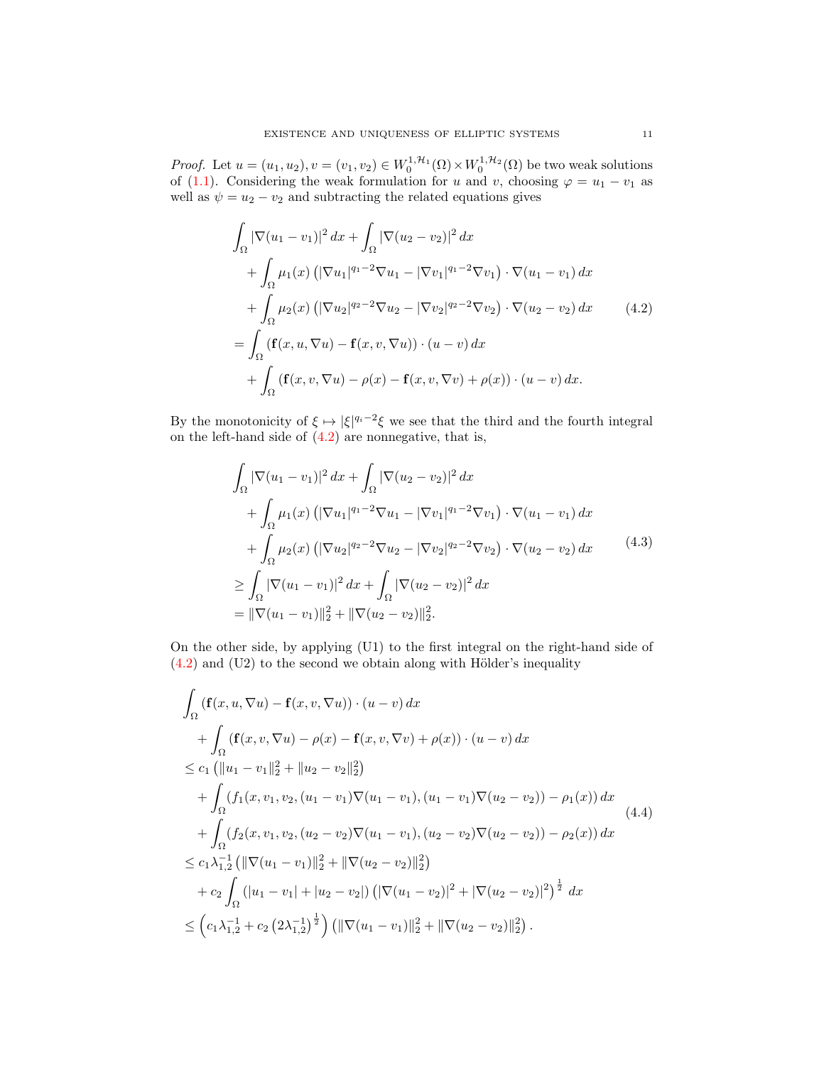*Proof.* Let $u = (u_1, u_2), v = (v_1, v_2) \in W_0^{1,\mathcal{H}_1}(\Omega) \times W_0^{1,\mathcal{H}_2}(\Omega)$ be two weak solutions of (1.1). Considering the weak formulation for $u$ and $v$, choosing $\varphi = u_1 - v_1$ as well as $\psi = u_2 - v_2$ and subtracting the related equations gives

$$
\begin{aligned}
&\int_\Omega |\nabla(u_1 - v_1)|^2 \, dx + \int_\Omega |\nabla(u_2 - v_2)|^2 \, dx \\
&\quad + \int_\Omega \mu_1(x) \left( |\nabla u_1|^{q_1-2} \nabla u_1 - |\nabla v_1|^{q_1-2} \nabla v_1 \right) \cdot \nabla(u_1 - v_1) \, dx \\
&\quad + \int_\Omega \mu_2(x) \left( |\nabla u_2|^{q_2-2} \nabla u_2 - |\nabla v_2|^{q_2-2} \nabla v_2 \right) \cdot \nabla(u_2 - v_2) \, dx \\
&= \int_\Omega \left( \mathbf{f}(x, u, \nabla u) - \mathbf{f}(x, v, \nabla u) \right) \cdot (u - v) \, dx \\
&\quad + \int_\Omega \left( \mathbf{f}(x, v, \nabla u) - \rho(x) - \mathbf{f}(x, v, \nabla v) + \rho(x) \right) \cdot (u - v) \, dx.
\end{aligned}
\tag{4.2}
$$

By the monotonicity of $\xi \mapsto |\xi|^{q_i-2}\xi$ we see that the third and the fourth integral on the left-hand side of (4.2) are nonnegative, that is,

$$
\begin{aligned}
&\int_\Omega |\nabla(u_1 - v_1)|^2 \, dx + \int_\Omega |\nabla(u_2 - v_2)|^2 \, dx \\
&\quad + \int_\Omega \mu_1(x) \left( |\nabla u_1|^{q_1-2} \nabla u_1 - |\nabla v_1|^{q_1-2} \nabla v_1 \right) \cdot \nabla(u_1 - v_1) \, dx \\
&\quad + \int_\Omega \mu_2(x) \left( |\nabla u_2|^{q_2-2} \nabla u_2 - |\nabla v_2|^{q_2-2} \nabla v_2 \right) \cdot \nabla(u_2 - v_2) \, dx \\
&\geq \int_\Omega |\nabla(u_1 - v_1)|^2 \, dx + \int_\Omega |\nabla(u_2 - v_2)|^2 \, dx \\
&= \|\nabla(u_1 - v_1)\|_2^2 + \|\nabla(u_2 - v_2)\|_2^2.
\end{aligned}
\tag{4.3}
$$

On the other side, by applying (U1) to the first integral on the right-hand side of (4.2) and (U2) to the second we obtain along with Hölder's inequality

$$
\begin{aligned}
&\int_\Omega \left( \mathbf{f}(x, u, \nabla u) - \mathbf{f}(x, v, \nabla u) \right) \cdot (u - v) \, dx \\
&\quad + \int_\Omega \left( \mathbf{f}(x, v, \nabla u) - \rho(x) - \mathbf{f}(x, v, \nabla v) + \rho(x) \right) \cdot (u - v) \, dx \\
&\leq c_1 \left( \|u_1 - v_1\|_2^2 + \|u_2 - v_2\|_2^2 \right) \\
&\quad + \int_\Omega \left( f_1(x, v_1, v_2, (u_1 - v_1)\nabla(u_1 - v_1), (u_1 - v_1)\nabla(u_2 - v_2)) - \rho_1(x) \right) dx \\
&\quad + \int_\Omega \left( f_2(x, v_1, v_2, (u_2 - v_2)\nabla(u_1 - v_1), (u_2 - v_2)\nabla(u_2 - v_2)) - \rho_2(x) \right) dx \\
&\leq c_1 \lambda_{1,2}^{-1} \left( \|\nabla(u_1 - v_1)\|_2^2 + \|\nabla(u_2 - v_2)\|_2^2 \right) \\
&\quad + c_2 \int_\Omega \left( |u_1 - v_1| + |u_2 - v_2| \right) \left( |\nabla(u_1 - v_2)|^2 + |\nabla(u_2 - v_2)|^2 \right)^{\frac{1}{2}} \, dx \\
&\leq \left( c_1 \lambda_{1,2}^{-1} + c_2 \left( 2\lambda_{1,2}^{-1} \right)^{\frac{1}{2}} \right) \left( \|\nabla(u_1 - v_1)\|_2^2 + \|\nabla(u_2 - v_2)\|_2^2 \right).
\end{aligned}
\tag{4.4}
$$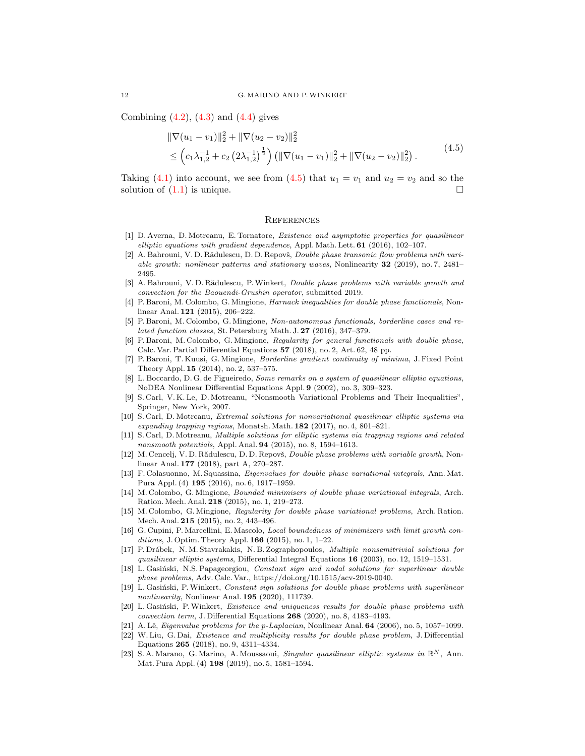Combining (4.2), (4.3) and (4.4) gives

$$
\begin{aligned}
&\|\nabla(u_1 - v_1)\|_2^2 + \|\nabla(u_2 - v_2)\|_2^2 \\
&\leq \left(c_1 \lambda_{1,2}^{-1} + c_2 \left(2\lambda_{1,2}^{-1}\right)^{\frac{1}{2}}\right) \left(\|\nabla(u_1 - v_1)\|_2^2 + \|\nabla(u_2 - v_2)\|_2^2\right).
\end{aligned}
\tag{4.5}
$$

Taking (4.1) into account, we see from (4.5) that $u_1 = v_1$ and $u_2 = v_2$ and so the solution of (1.1) is unique. $\square$

## References

[1] D. Averna, D. Motreanu, E. Tornatore, *Existence and asymptotic properties for quasilinear elliptic equations with gradient dependence*, Appl. Math. Lett. **61** (2016), 102–107.

[2] A. Bahrouni, V. D. Rădulescu, D. D. Repovš, *Double phase transonic flow problems with variable growth: nonlinear patterns and stationary waves*, Nonlinearity **32** (2019), no. 7, 2481–2495.

[3] A. Bahrouni, V. D. Rădulescu, P. Winkert, *Double phase problems with variable growth and convection for the Baouendi-Grushin operator*, submitted 2019.

[4] P. Baroni, M. Colombo, G. Mingione, *Harnack inequalities for double phase functionals*, Nonlinear Anal. **121** (2015), 206–222.

[5] P. Baroni, M. Colombo, G. Mingione, *Non-autonomous functionals, borderline cases and related function classes*, St. Petersburg Math. J. **27** (2016), 347–379.

[6] P. Baroni, M. Colombo, G. Mingione, *Regularity for general functionals with double phase*, Calc. Var. Partial Differential Equations **57** (2018), no. 2, Art. 62, 48 pp.

[7] P. Baroni, T. Kuusi, G. Mingione, *Borderline gradient continuity of minima*, J. Fixed Point Theory Appl. **15** (2014), no. 2, 537–575.

[8] L. Boccardo, D. G. de Figueiredo, *Some remarks on a system of quasilinear elliptic equations*, NoDEA Nonlinear Differential Equations Appl. **9** (2002), no. 3, 309–323.

[9] S. Carl, V. K. Le, D. Motreanu, "Nonsmooth Variational Problems and Their Inequalities", Springer, New York, 2007.

[10] S. Carl, D. Motreanu, *Extremal solutions for nonvariational quasilinear elliptic systems via expanding trapping regions*, Monatsh. Math. **182** (2017), no. 4, 801–821.

[11] S. Carl, D. Motreanu, *Multiple solutions for elliptic systems via trapping regions and related nonsmooth potentials*, Appl. Anal. **94** (2015), no. 8, 1594–1613.

[12] M. Cencelj, V. D. Rădulescu, D. D. Repovš, *Double phase problems with variable growth*, Nonlinear Anal. **177** (2018), part A, 270–287.

[13] F. Colasuonno, M. Squassina, *Eigenvalues for double phase variational integrals*, Ann. Mat. Pura Appl. (4) **195** (2016), no. 6, 1917–1959.

[14] M. Colombo, G. Mingione, *Bounded minimisers of double phase variational integrals*, Arch. Ration. Mech. Anal. **218** (2015), no. 1, 219–273.

[15] M. Colombo, G. Mingione, *Regularity for double phase variational problems*, Arch. Ration. Mech. Anal. **215** (2015), no. 2, 443–496.

[16] G. Cupini, P. Marcellini, E. Mascolo, *Local boundedness of minimizers with limit growth conditions*, J. Optim. Theory Appl. **166** (2015), no. 1, 1–22.

[17] P. Drábek, N. M. Stavrakakis, N. B. Zographopoulos, *Multiple nonsemitrivial solutions for quasilinear elliptic systems*, Differential Integral Equations **16** (2003), no. 12, 1519–1531.

[18] L. Gasiński, N.S. Papageorgiou, *Constant sign and nodal solutions for superlinear double phase problems*, Adv. Calc. Var., https://doi.org/10.1515/acv-2019-0040.

[19] L. Gasiński, P. Winkert, *Constant sign solutions for double phase problems with superlinear nonlinearity*, Nonlinear Anal. **195** (2020), 111739.

[20] L. Gasiński, P. Winkert, *Existence and uniqueness results for double phase problems with convection term*, J. Differential Equations **268** (2020), no. 8, 4183–4193.

[21] A. Lê, *Eigenvalue problems for the p-Laplacian*, Nonlinear Anal. **64** (2006), no. 5, 1057–1099.

[22] W. Liu, G. Dai, *Existence and multiplicity results for double phase problem*, J. Differential Equations **265** (2018), no. 9, 4311–4334.

[23] S. A. Marano, G. Marino, A. Moussaoui, *Singular quasilinear elliptic systems in* $\mathbb{R}^N$, Ann. Mat. Pura Appl. (4) **198** (2019), no. 5, 1581–1594.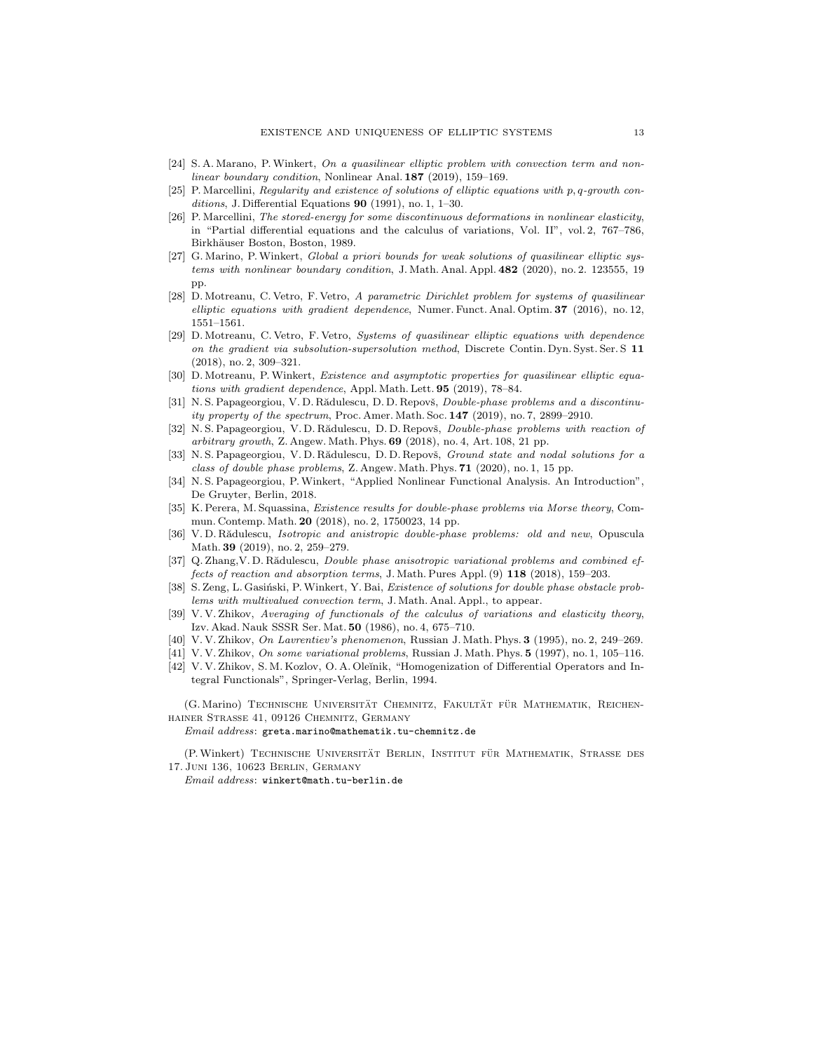- [24] S. A. Marano, P. Winkert, *On a quasilinear elliptic problem with convection term and nonlinear boundary condition*, Nonlinear Anal. **187** (2019), 159–169.
- [25] P. Marcellini, *Regularity and existence of solutions of elliptic equations with p, q-growth conditions*, J. Differential Equations **90** (1991), no. 1, 1–30.
- [26] P. Marcellini, *The stored-energy for some discontinuous deformations in nonlinear elasticity*, in "Partial differential equations and the calculus of variations, Vol. II", vol. 2, 767–786, Birkhäuser Boston, Boston, 1989.
- [27] G. Marino, P. Winkert, *Global a priori bounds for weak solutions of quasilinear elliptic systems with nonlinear boundary condition*, J. Math. Anal. Appl. **482** (2020), no. 2. 123555, 19 pp.
- [28] D. Motreanu, C. Vetro, F. Vetro, *A parametric Dirichlet problem for systems of quasilinear elliptic equations with gradient dependence*, Numer. Funct. Anal. Optim. **37** (2016), no. 12, 1551–1561.
- [29] D. Motreanu, C. Vetro, F. Vetro, *Systems of quasilinear elliptic equations with dependence on the gradient via subsolution-supersolution method*, Discrete Contin. Dyn. Syst. Ser. S **11** (2018), no. 2, 309–321.
- [30] D. Motreanu, P. Winkert, *Existence and asymptotic properties for quasilinear elliptic equations with gradient dependence*, Appl. Math. Lett. **95** (2019), 78–84.
- [31] N. S. Papageorgiou, V. D. Rădulescu, D. D. Repovš, *Double-phase problems and a discontinuity property of the spectrum*, Proc. Amer. Math. Soc. **147** (2019), no. 7, 2899–2910.
- [32] N. S. Papageorgiou, V. D. Rădulescu, D. D. Repovš, *Double-phase problems with reaction of arbitrary growth*, Z. Angew. Math. Phys. **69** (2018), no. 4, Art. 108, 21 pp.
- [33] N. S. Papageorgiou, V. D. Rădulescu, D. D. Repovš, *Ground state and nodal solutions for a class of double phase problems*, Z. Angew. Math. Phys. **71** (2020), no. 1, 15 pp.
- [34] N. S. Papageorgiou, P. Winkert, "Applied Nonlinear Functional Analysis. An Introduction", De Gruyter, Berlin, 2018.
- [35] K. Perera, M. Squassina, *Existence results for double-phase problems via Morse theory*, Commun. Contemp. Math. **20** (2018), no. 2, 1750023, 14 pp.
- [36] V. D. Rădulescu, *Isotropic and anistropic double-phase problems: old and new*, Opuscula Math. **39** (2019), no. 2, 259–279.
- [37] Q. Zhang,V. D. Rădulescu, *Double phase anisotropic variational problems and combined effects of reaction and absorption terms*, J. Math. Pures Appl. (9) **118** (2018), 159–203.
- [38] S. Zeng, L. Gasiński, P. Winkert, Y. Bai, *Existence of solutions for double phase obstacle problems with multivalued convection term*, J. Math. Anal. Appl., to appear.
- [39] V. V. Zhikov, *Averaging of functionals of the calculus of variations and elasticity theory*, Izv. Akad. Nauk SSSR Ser. Mat. **50** (1986), no. 4, 675–710.
- [40] V. V. Zhikov, *On Lavrentiev's phenomenon*, Russian J. Math. Phys. **3** (1995), no. 2, 249–269.
- [41] V. V. Zhikov, *On some variational problems*, Russian J. Math. Phys. **5** (1997), no. 1, 105–116.
- [42] V. V. Zhikov, S. M. Kozlov, O. A. Oleĭnik, "Homogenization of Differential Operators and Integral Functionals", Springer-Verlag, Berlin, 1994.

(G. Marino) Technische Universität Chemnitz, Fakultät für Mathematik, Reichenhainer Strasse 41, 09126 Chemnitz, Germany

*Email address*: greta.marino@mathematik.tu-chemnitz.de

(P. Winkert) Technische Universität Berlin, Institut für Mathematik, Strasse des 17. Juni 136, 10623 Berlin, Germany

*Email address*: winkert@math.tu-berlin.de